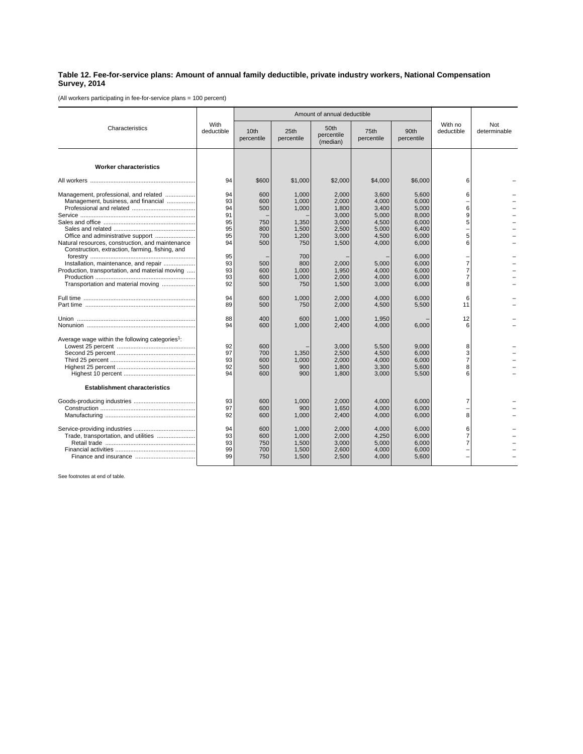**Table 12. Fee-for-service plans: Amount of annual family deductible, private industry workers, National Compensation Survey, 2014**

(All workers participating in fee-for-service plans = 100 percent)

| Characteristics | With deductible | Amount of annual deductible | | | | | With no deductible | Not determinable |
|---|---|---|---|---|---|---|---|---|
| | | 10th percentile | 25th percentile | 50th percentile (median) | 75th percentile | 90th percentile | | |
| **Worker characteristics** | | | | | | | | |
| All workers | 94 | $600 | $1,000 | $2,000 | $4,000 | $6,000 | 6 | – |
| Management, professional, and related | 94 | 600 | 1,000 | 2,000 | 3,600 | 5,600 | 6 | – |
| Management, business, and financial | 93 | 600 | 1,000 | 2,000 | 4,000 | 6,000 | – | – |
| Professional and related | 94 | 500 | 1,000 | 1,800 | 3,400 | 5,000 | 6 | – |
| Service | 91 | – | – | 3,000 | 5,000 | 8,000 | 9 | – |
| Sales and office | 95 | 750 | 1,350 | 3,000 | 4,500 | 6,000 | 5 | – |
| Sales and related | 95 | 800 | 1,500 | 2,500 | 5,000 | 6,400 | – | – |
| Office and administrative support | 95 | 700 | 1,200 | 3,000 | 4,500 | 6,000 | 5 | – |
| Natural resources, construction, and maintenance | 94 | 500 | 750 | 1,500 | 4,000 | 6,000 | 6 | – |
| Construction, extraction, farming, fishing, and forestry | 95 | – | 700 | – | – | 6,000 | – | – |
| Installation, maintenance, and repair | 93 | 500 | 800 | 2,000 | 5,000 | 6,000 | 7 | – |
| Production, transportation, and material moving | 93 | 600 | 1,000 | 1,950 | 4,000 | 6,000 | 7 | – |
| Production | 93 | 600 | 1,000 | 2,000 | 4,000 | 6,000 | 7 | – |
| Transportation and material moving | 92 | 500 | 750 | 1,500 | 3,000 | 6,000 | 8 | – |
| Full time | 94 | 600 | 1,000 | 2,000 | 4,000 | 6,000 | 6 | – |
| Part time | 89 | 500 | 750 | 2,000 | 4,500 | 5,500 | 11 | – |
| Union | 88 | 400 | 600 | 1,000 | 1,950 | – | 12 | – |
| Nonunion | 94 | 600 | 1,000 | 2,400 | 4,000 | 6,000 | 6 | – |
| Average wage within the following categories[1]: | | | | | | | | |
| Lowest 25 percent | 92 | 600 | – | 3,000 | 5,500 | 9,000 | 8 | – |
| Second 25 percent | 97 | 700 | 1,350 | 2,500 | 4,500 | 6,000 | 3 | – |
| Third 25 percent | 93 | 600 | 1,000 | 2,000 | 4,000 | 6,000 | 7 | – |
| Highest 25 percent | 92 | 500 | 900 | 1,800 | 3,300 | 5,600 | 8 | – |
| Highest 10 percent | 94 | 600 | 900 | 1,800 | 3,000 | 5,500 | 6 | – |
| **Establishment characteristics** | | | | | | | | |
| Goods-producing industries | 93 | 600 | 1,000 | 2,000 | 4,000 | 6,000 | 7 | – |
| Construction | 97 | 600 | 900 | 1,650 | 4,000 | 6,000 | – | – |
| Manufacturing | 92 | 600 | 1,000 | 2,400 | 4,000 | 6,000 | 8 | – |
| Service-providing industries | 94 | 600 | 1,000 | 2,000 | 4,000 | 6,000 | 6 | – |
| Trade, transportation, and utilities | 93 | 600 | 1,000 | 2,000 | 4,250 | 6,000 | 7 | – |
| Retail trade | 93 | 750 | 1,500 | 3,000 | 5,000 | 6,000 | 7 | – |
| Financial activities | 99 | 700 | 1,500 | 2,600 | 4,000 | 6,000 | – | – |
| Finance and insurance | 99 | 750 | 1,500 | 2,500 | 4,000 | 5,600 | – | – |

See footnotes at end of table.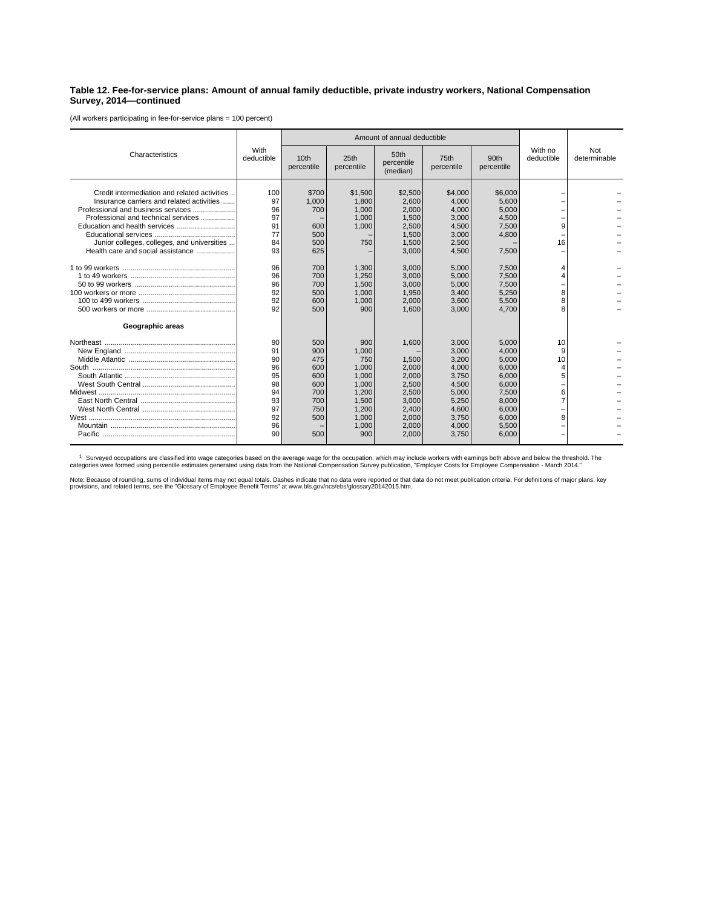**Table 12. Fee-for-service plans: Amount of annual family deductible, private industry workers, National Compensation Survey, 2014—continued**

(All workers participating in fee-for-service plans = 100 percent)

| Characteristics | With deductible | Amount of annual deductible | | | | | With no deductible | Not determinable |
|---|---|---|---|---|---|---|---|---|
| | | 10th percentile | 25th percentile | 50th percentile (median) | 75th percentile | 90th percentile | | |
| Credit intermediation and related activities | 100 | $700 | $1,500 | $2,500 | $4,000 | $6,000 | – | – |
| Insurance carriers and related activities | 97 | 1,000 | 1,800 | 2,600 | 4,000 | 5,600 | – | – |
| Professional and business services | 96 | 700 | 1,000 | 2,000 | 4,000 | 5,000 | – | – |
| Professional and technical services | 97 | – | 1,000 | 1,500 | 3,000 | 4,500 | – | – |
| Education and health services | 91 | 600 | 1,000 | 2,500 | 4,500 | 7,500 | 9 | – |
| Educational services | 77 | 500 | – | 1,500 | 3,000 | 4,800 | – | – |
| Junior colleges, colleges, and universities | 84 | 500 | 750 | 1,500 | 2,500 | – | 16 | – |
| Health care and social assistance | 93 | 625 | – | 3,000 | 4,500 | 7,500 | – | – |
| 1 to 99 workers | 96 | 700 | 1,300 | 3,000 | 5,000 | 7,500 | 4 | – |
| 1 to 49 workers | 96 | 700 | 1,250 | 3,000 | 5,000 | 7,500 | 4 | – |
| 50 to 99 workers | 96 | 700 | 1,500 | 3,000 | 5,000 | 7,500 | – | – |
| 100 workers or more | 92 | 500 | 1,000 | 1,950 | 3,400 | 5,250 | 8 | – |
| 100 to 499 workers | 92 | 600 | 1,000 | 2,000 | 3,600 | 5,500 | 8 | – |
| 500 workers or more | 92 | 500 | 900 | 1,600 | 3,000 | 4,700 | 8 | – |
| **Geographic areas** | | | | | | | | |
| Northeast | 90 | 500 | 900 | 1,600 | 3,000 | 5,000 | 10 | – |
| New England | 91 | 900 | 1,000 | – | 3,000 | 4,000 | 9 | – |
| Middle Atlantic | 90 | 475 | 750 | 1,500 | 3,200 | 5,000 | 10 | – |
| South | 96 | 600 | 1,000 | 2,000 | 4,000 | 6,000 | 4 | – |
| South Atlantic | 95 | 600 | 1,000 | 2,000 | 3,750 | 6,000 | 5 | – |
| West South Central | 98 | 600 | 1,000 | 2,500 | 4,500 | 6,000 | – | – |
| Midwest | 94 | 700 | 1,200 | 2,500 | 5,000 | 7,500 | 6 | – |
| East North Central | 93 | 700 | 1,500 | 3,000 | 5,250 | 8,000 | 7 | – |
| West North Central | 97 | 750 | 1,200 | 2,400 | 4,600 | 6,000 | – | – |
| West | 92 | 500 | 1,000 | 2,000 | 3,750 | 6,000 | 8 | – |
| Mountain | 96 | – | 1,000 | 2,000 | 4,000 | 5,500 | – | – |
| Pacific | 90 | 500 | 900 | 2,000 | 3,750 | 6,000 | – | – |

[1] Surveyed occupations are classified into wage categories based on the average wage for the occupation, which may include workers with earnings both above and below the threshold. The categories were formed using percentile estimates generated using data from the National Compensation Survey publication, "Employer Costs for Employee Compensation - March 2014."

Note: Because of rounding, sums of individual items may not equal totals. Dashes indicate that no data were reported or that data do not meet publication criteria. For definitions of major plans, key provisions, and related terms, see the "Glossary of Employee Benefit Terms" at www.bls.gov/ncs/ebs/glossary20142015.htm.